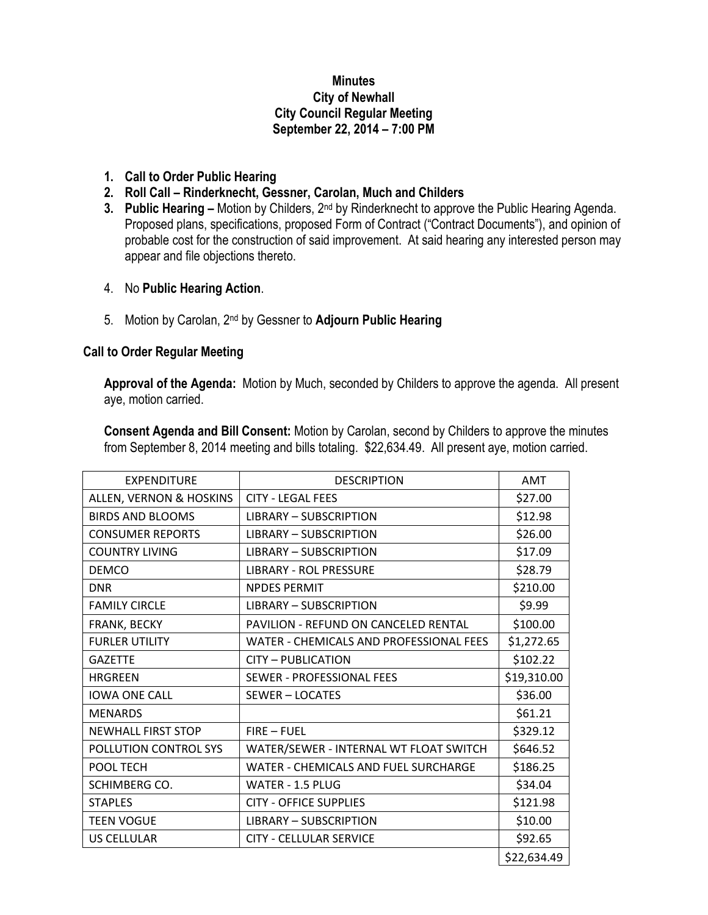# Minutes
## City of Newhall
## City Council Regular Meeting
## September 22, 2014 – 7:00 PM

1. **Call to Order Public Hearing**
2. **Roll Call – Rinderknecht, Gessner, Carolan, Much and Childers**
3. **Public Hearing –** Motion by Childers, 2nd by Rinderknecht to approve the Public Hearing Agenda. Proposed plans, specifications, proposed Form of Contract ("Contract Documents"), and opinion of probable cost for the construction of said improvement. At said hearing any interested person may appear and file objections thereto.
4. No **Public Hearing Action**.
5. Motion by Carolan, 2nd by Gessner to **Adjourn Public Hearing**

**Call to Order Regular Meeting**

**Approval of the Agenda:** Motion by Much, seconded by Childers to approve the agenda. All present aye, motion carried.

**Consent Agenda and Bill Consent:** Motion by Carolan, second by Childers to approve the minutes from September 8, 2014 meeting and bills totaling. $22,634.49. All present aye, motion carried.

| EXPENDITURE | DESCRIPTION | AMT |
|---|---|---|
| ALLEN, VERNON & HOSKINS | CITY - LEGAL FEES | $27.00 |
| BIRDS AND BLOOMS | LIBRARY – SUBSCRIPTION | $12.98 |
| CONSUMER REPORTS | LIBRARY – SUBSCRIPTION | $26.00 |
| COUNTRY LIVING | LIBRARY – SUBSCRIPTION | $17.09 |
| DEMCO | LIBRARY - ROL PRESSURE | $28.79 |
| DNR | NPDES PERMIT | $210.00 |
| FAMILY CIRCLE | LIBRARY – SUBSCRIPTION | $9.99 |
| FRANK, BECKY | PAVILION - REFUND ON CANCELED RENTAL | $100.00 |
| FURLER UTILITY | WATER - CHEMICALS AND PROFESSIONAL FEES | $1,272.65 |
| GAZETTE | CITY – PUBLICATION | $102.22 |
| HRGREEN | SEWER - PROFESSIONAL FEES | $19,310.00 |
| IOWA ONE CALL | SEWER – LOCATES | $36.00 |
| MENARDS | | $61.21 |
| NEWHALL FIRST STOP | FIRE – FUEL | $329.12 |
| POLLUTION CONTROL SYS | WATER/SEWER - INTERNAL WT FLOAT SWITCH | $646.52 |
| POOL TECH | WATER - CHEMICALS AND FUEL SURCHARGE | $186.25 |
| SCHIMBERG CO. | WATER - 1.5 PLUG | $34.04 |
| STAPLES | CITY - OFFICE SUPPLIES | $121.98 |
| TEEN VOGUE | LIBRARY – SUBSCRIPTION | $10.00 |
| US CELLULAR | CITY - CELLULAR SERVICE | $92.65 |
| | | $22,634.49 |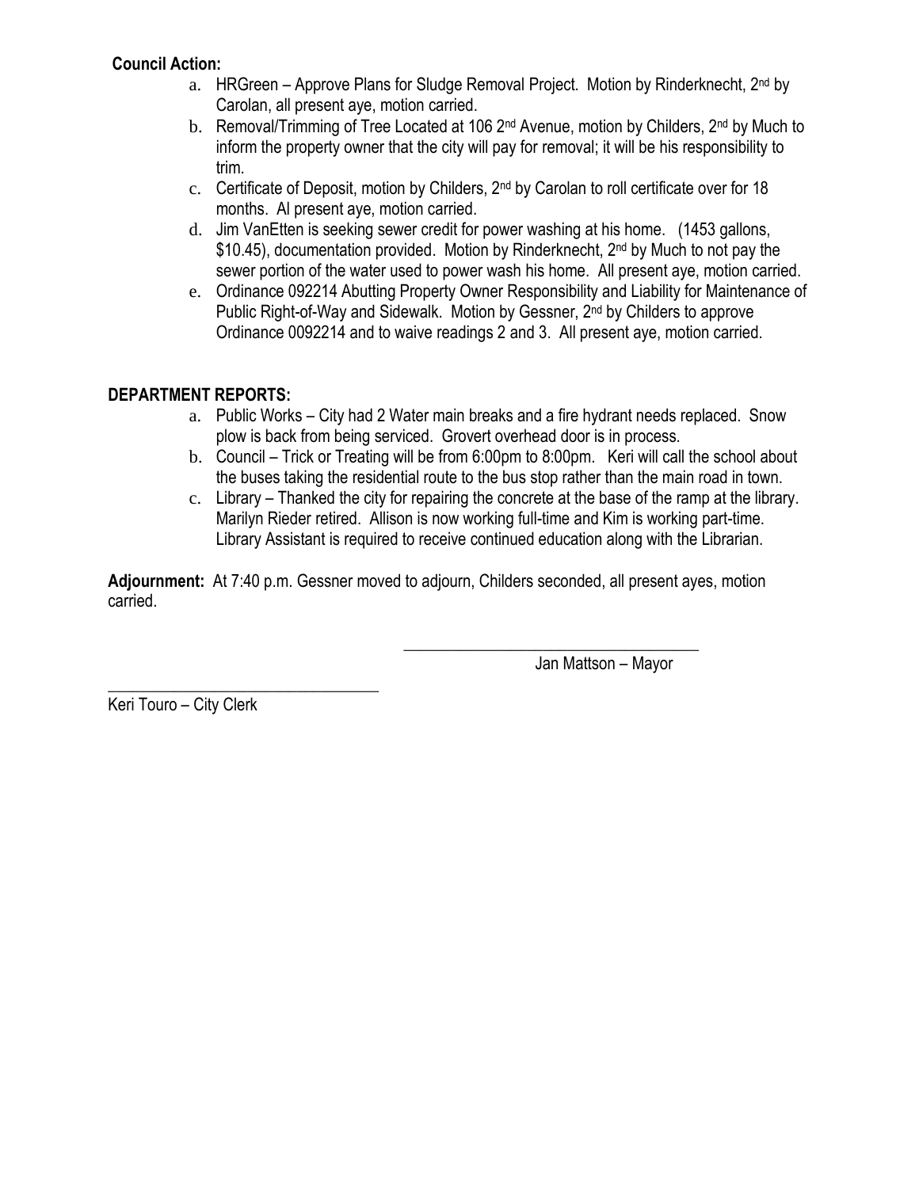**Council Action:**

a. HRGreen – Approve Plans for Sludge Removal Project. Motion by Rinderknecht, 2nd by Carolan, all present aye, motion carried.
b. Removal/Trimming of Tree Located at 106 2nd Avenue, motion by Childers, 2nd by Much to inform the property owner that the city will pay for removal; it will be his responsibility to trim.
c. Certificate of Deposit, motion by Childers, 2nd by Carolan to roll certificate over for 18 months. Al present aye, motion carried.
d. Jim VanEtten is seeking sewer credit for power washing at his home. (1453 gallons, $10.45), documentation provided. Motion by Rinderknecht, 2nd by Much to not pay the sewer portion of the water used to power wash his home. All present aye, motion carried.
e. Ordinance 092214 Abutting Property Owner Responsibility and Liability for Maintenance of Public Right-of-Way and Sidewalk. Motion by Gessner, 2nd by Childers to approve Ordinance 0092214 and to waive readings 2 and 3. All present aye, motion carried.

**DEPARTMENT REPORTS:**

a. Public Works – City had 2 Water main breaks and a fire hydrant needs replaced. Snow plow is back from being serviced. Grovert overhead door is in process.
b. Council – Trick or Treating will be from 6:00pm to 8:00pm. Keri will call the school about the buses taking the residential route to the bus stop rather than the main road in town.
c. Library – Thanked the city for repairing the concrete at the base of the ramp at the library. Marilyn Rieder retired. Allison is now working full-time and Kim is working part-time. Library Assistant is required to receive continued education along with the Librarian.

**Adjournment:** At 7:40 p.m. Gessner moved to adjourn, Childers seconded, all present ayes, motion carried.

\_\_\_\_\_\_\_\_\_\_\_\_\_\_\_\_\_\_\_\_\_\_\_\_\_\_\_\_\_\_\_\_\_\_\_\_

Jan Mattson – Mayor

\_\_\_\_\_\_\_\_\_\_\_\_\_\_\_\_\_\_\_\_\_\_\_\_\_\_\_\_\_\_\_\_\_\_\_\_

Keri Touro – City Clerk